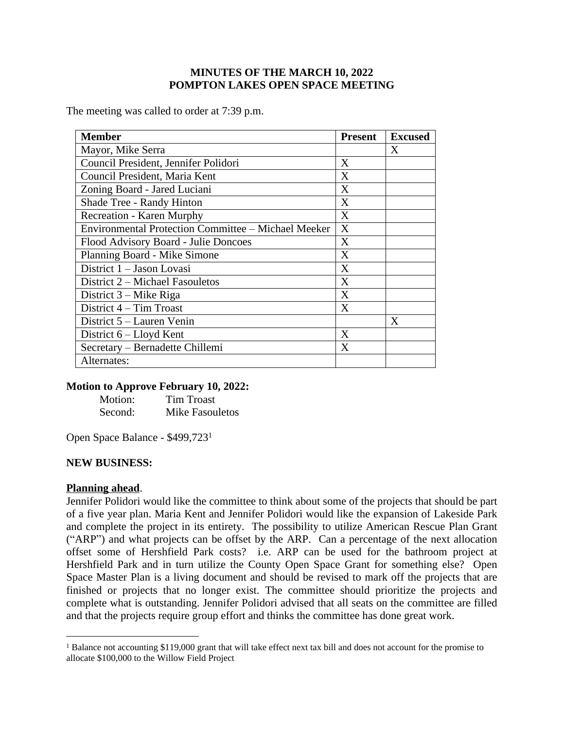# MINUTES OF THE MARCH 10, 2022
# POMPTON LAKES OPEN SPACE MEETING

The meeting was called to order at 7:39 p.m.

| Member | Present | Excused |
|---|---|---|
| Mayor, Mike Serra | | X |
| Council President, Jennifer Polidori | X | |
| Council President, Maria Kent | X | |
| Zoning Board - Jared Luciani | X | |
| Shade Tree - Randy Hinton | X | |
| Recreation - Karen Murphy | X | |
| Environmental Protection Committee – Michael Meeker | X | |
| Flood Advisory Board - Julie Doncoes | X | |
| Planning Board - Mike Simone | X | |
| District 1 – Jason Lovasi | X | |
| District 2 – Michael Fasouletos | X | |
| District 3 – Mike Riga | X | |
| District 4 – Tim Troast | X | |
| District 5 – Lauren Venin | | X |
| District 6 – Lloyd Kent | X | |
| Secretary – Bernadette Chillemi | X | |
| Alternates: | | |

**Motion to Approve February 10, 2022:**

Motion: Tim Troast
Second: Mike Fasouletos

Open Space Balance - $499,723[1]

**NEW BUSINESS:**

**Planning ahead**.

Jennifer Polidori would like the committee to think about some of the projects that should be part of a five year plan. Maria Kent and Jennifer Polidori would like the expansion of Lakeside Park and complete the project in its entirety. The possibility to utilize American Rescue Plan Grant ("ARP") and what projects can be offset by the ARP. Can a percentage of the next allocation offset some of Hershfield Park costs? i.e. ARP can be used for the bathroom project at Hershfield Park and in turn utilize the County Open Space Grant for something else? Open Space Master Plan is a living document and should be revised to mark off the projects that are finished or projects that no longer exist. The committee should prioritize the projects and complete what is outstanding. Jennifer Polidori advised that all seats on the committee are filled and that the projects require group effort and thinks the committee has done great work.

[1] Balance not accounting $119,000 grant that will take effect next tax bill and does not account for the promise to allocate $100,000 to the Willow Field Project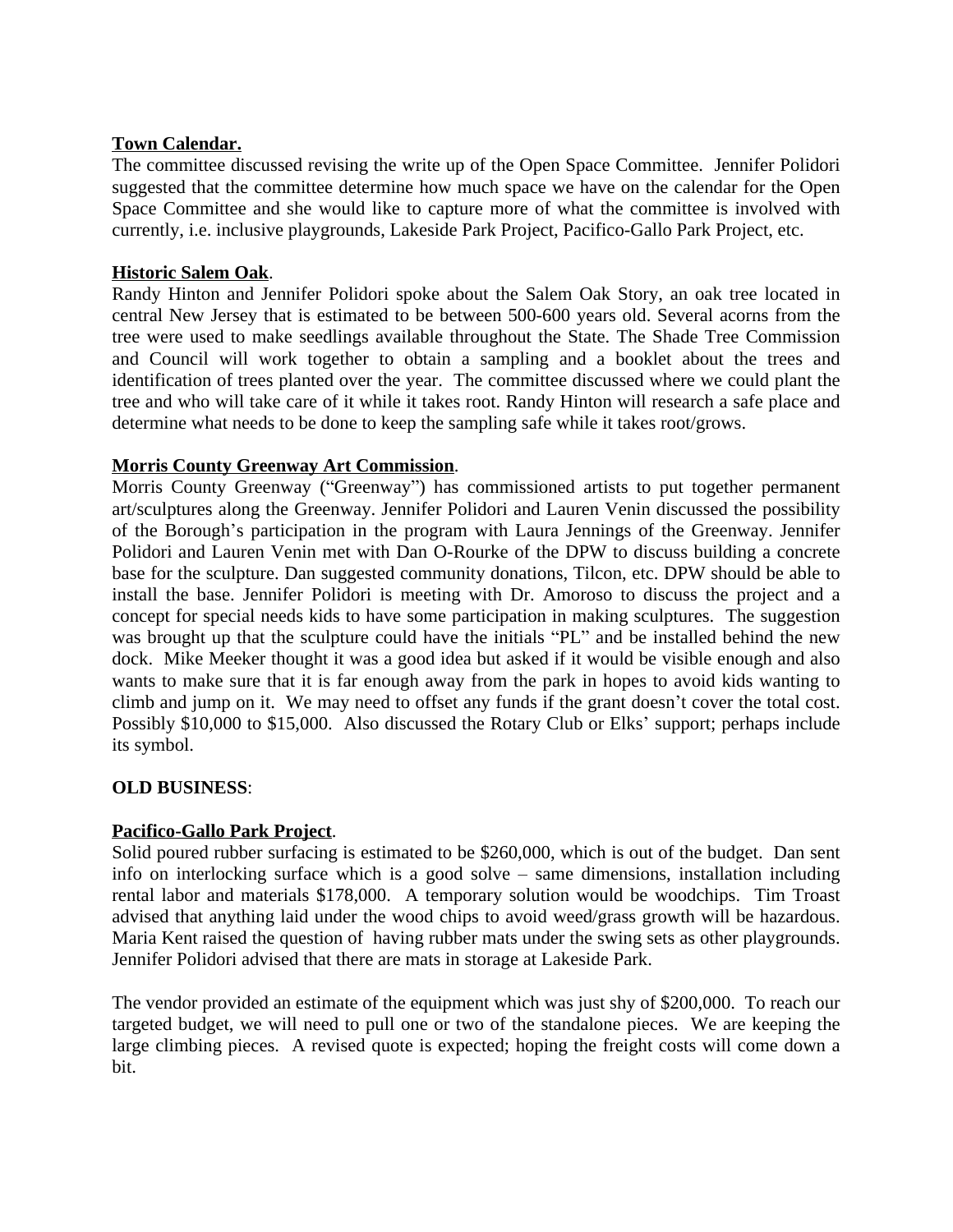**Town Calendar.**
The committee discussed revising the write up of the Open Space Committee. Jennifer Polidori suggested that the committee determine how much space we have on the calendar for the Open Space Committee and she would like to capture more of what the committee is involved with currently, i.e. inclusive playgrounds, Lakeside Park Project, Pacifico-Gallo Park Project, etc.

**Historic Salem Oak**.
Randy Hinton and Jennifer Polidori spoke about the Salem Oak Story, an oak tree located in central New Jersey that is estimated to be between 500-600 years old. Several acorns from the tree were used to make seedlings available throughout the State. The Shade Tree Commission and Council will work together to obtain a sampling and a booklet about the trees and identification of trees planted over the year. The committee discussed where we could plant the tree and who will take care of it while it takes root. Randy Hinton will research a safe place and determine what needs to be done to keep the sampling safe while it takes root/grows.

**Morris County Greenway Art Commission**.
Morris County Greenway ("Greenway") has commissioned artists to put together permanent art/sculptures along the Greenway. Jennifer Polidori and Lauren Venin discussed the possibility of the Borough's participation in the program with Laura Jennings of the Greenway. Jennifer Polidori and Lauren Venin met with Dan O-Rourke of the DPW to discuss building a concrete base for the sculpture. Dan suggested community donations, Tilcon, etc. DPW should be able to install the base. Jennifer Polidori is meeting with Dr. Amoroso to discuss the project and a concept for special needs kids to have some participation in making sculptures. The suggestion was brought up that the sculpture could have the initials "PL" and be installed behind the new dock. Mike Meeker thought it was a good idea but asked if it would be visible enough and also wants to make sure that it is far enough away from the park in hopes to avoid kids wanting to climb and jump on it. We may need to offset any funds if the grant doesn't cover the total cost. Possibly $10,000 to $15,000. Also discussed the Rotary Club or Elks' support; perhaps include its symbol.

**OLD BUSINESS**:

**Pacifico-Gallo Park Project**.
Solid poured rubber surfacing is estimated to be $260,000, which is out of the budget. Dan sent info on interlocking surface which is a good solve – same dimensions, installation including rental labor and materials $178,000. A temporary solution would be woodchips. Tim Troast advised that anything laid under the wood chips to avoid weed/grass growth will be hazardous. Maria Kent raised the question of having rubber mats under the swing sets as other playgrounds. Jennifer Polidori advised that there are mats in storage at Lakeside Park.

The vendor provided an estimate of the equipment which was just shy of $200,000. To reach our targeted budget, we will need to pull one or two of the standalone pieces. We are keeping the large climbing pieces. A revised quote is expected; hoping the freight costs will come down a bit.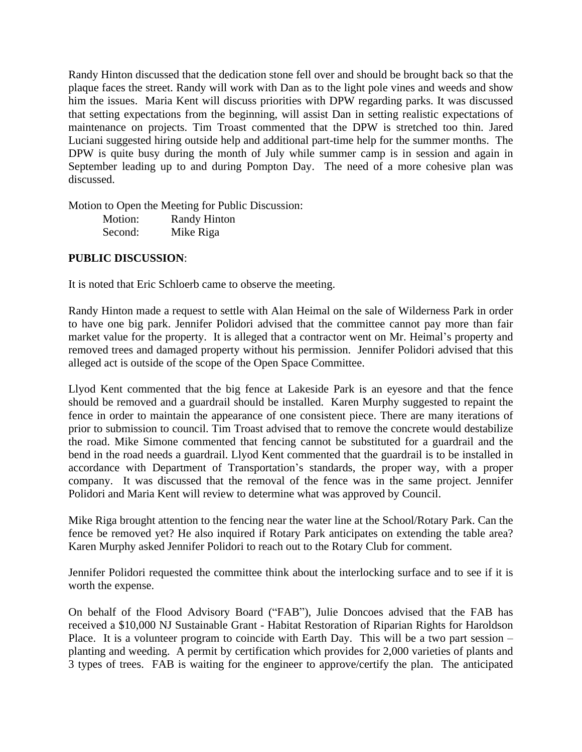Randy Hinton discussed that the dedication stone fell over and should be brought back so that the plaque faces the street. Randy will work with Dan as to the light pole vines and weeds and show him the issues. Maria Kent will discuss priorities with DPW regarding parks. It was discussed that setting expectations from the beginning, will assist Dan in setting realistic expectations of maintenance on projects. Tim Troast commented that the DPW is stretched too thin. Jared Luciani suggested hiring outside help and additional part-time help for the summer months. The DPW is quite busy during the month of July while summer camp is in session and again in September leading up to and during Pompton Day. The need of a more cohesive plan was discussed.

Motion to Open the Meeting for Public Discussion:

Motion: Randy Hinton
Second: Mike Riga

**PUBLIC DISCUSSION**:

It is noted that Eric Schloerb came to observe the meeting.

Randy Hinton made a request to settle with Alan Heimal on the sale of Wilderness Park in order to have one big park. Jennifer Polidori advised that the committee cannot pay more than fair market value for the property. It is alleged that a contractor went on Mr. Heimal's property and removed trees and damaged property without his permission. Jennifer Polidori advised that this alleged act is outside of the scope of the Open Space Committee.

Llyod Kent commented that the big fence at Lakeside Park is an eyesore and that the fence should be removed and a guardrail should be installed. Karen Murphy suggested to repaint the fence in order to maintain the appearance of one consistent piece. There are many iterations of prior to submission to council. Tim Troast advised that to remove the concrete would destabilize the road. Mike Simone commented that fencing cannot be substituted for a guardrail and the bend in the road needs a guardrail. Llyod Kent commented that the guardrail is to be installed in accordance with Department of Transportation's standards, the proper way, with a proper company. It was discussed that the removal of the fence was in the same project. Jennifer Polidori and Maria Kent will review to determine what was approved by Council.

Mike Riga brought attention to the fencing near the water line at the School/Rotary Park. Can the fence be removed yet? He also inquired if Rotary Park anticipates on extending the table area? Karen Murphy asked Jennifer Polidori to reach out to the Rotary Club for comment.

Jennifer Polidori requested the committee think about the interlocking surface and to see if it is worth the expense.

On behalf of the Flood Advisory Board ("FAB"), Julie Doncoes advised that the FAB has received a $10,000 NJ Sustainable Grant - Habitat Restoration of Riparian Rights for Haroldson Place. It is a volunteer program to coincide with Earth Day. This will be a two part session – planting and weeding. A permit by certification which provides for 2,000 varieties of plants and 3 types of trees. FAB is waiting for the engineer to approve/certify the plan. The anticipated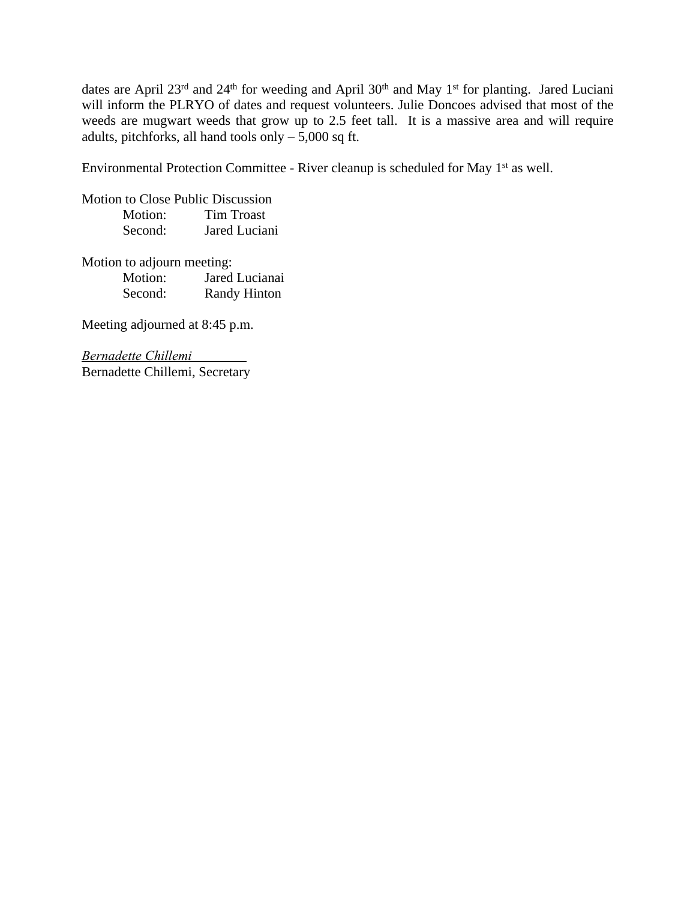dates are April 23rd and 24th for weeding and April 30th and May 1st for planting. Jared Luciani will inform the PLRYO of dates and request volunteers. Julie Doncoes advised that most of the weeds are mugwart weeds that grow up to 2.5 feet tall. It is a massive area and will require adults, pitchforks, all hand tools only – 5,000 sq ft.

Environmental Protection Committee - River cleanup is scheduled for May 1st as well.

Motion to Close Public Discussion

| | |
|---|---|
| Motion: | Tim Troast |
| Second: | Jared Luciani |

Motion to adjourn meeting:

| | |
|---|---|
| Motion: | Jared Lucianai |
| Second: | Randy Hinton |

Meeting adjourned at 8:45 p.m.

*Bernadette Chillemi*

Bernadette Chillemi, Secretary